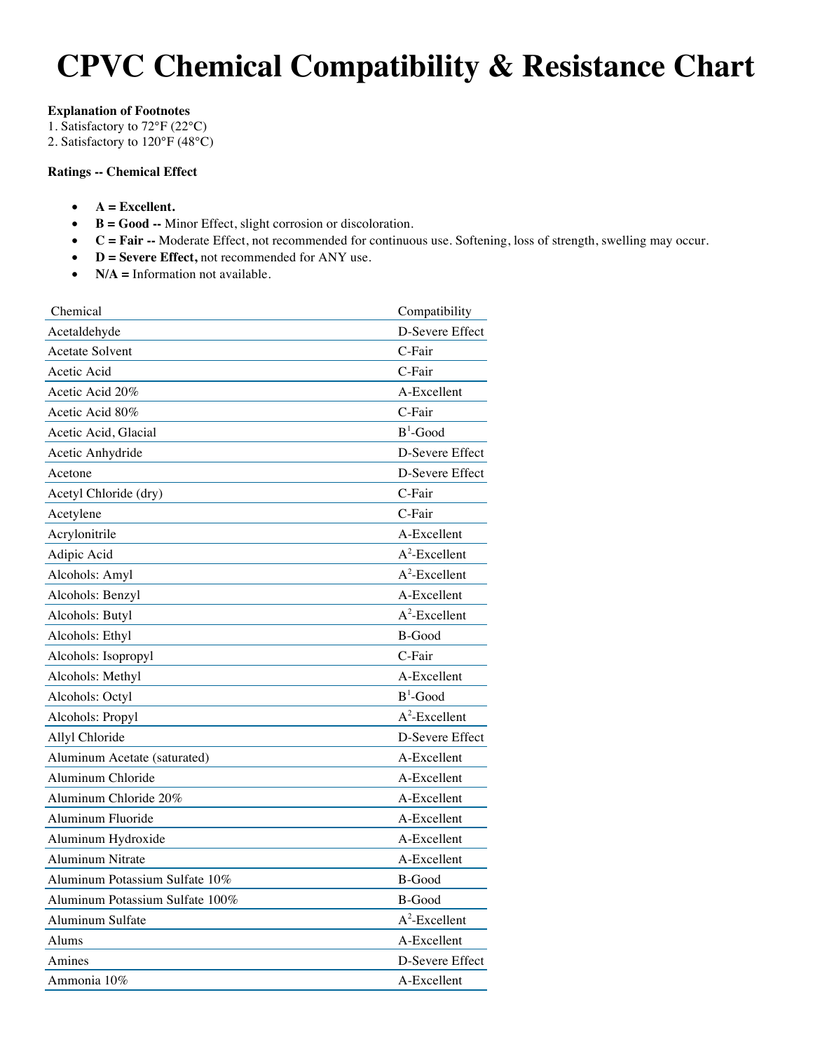# CPVC Chemical Compatibility & Resistance Chart

**Explanation of Footnotes**
1. Satisfactory to 72°F (22°C)
2. Satisfactory to 120°F (48°C)

**Ratings -- Chemical Effect**

- **A = Excellent.**
- **B = Good --** Minor Effect, slight corrosion or discoloration.
- **C = Fair --** Moderate Effect, not recommended for continuous use. Softening, loss of strength, swelling may occur.
- **D = Severe Effect,** not recommended for ANY use.
- **N/A =** Information not available.

| Chemical | Compatibility |
|---|---|
| Acetaldehyde | D-Severe Effect |
| Acetate Solvent | C-Fair |
| Acetic Acid | C-Fair |
| Acetic Acid 20% | A-Excellent |
| Acetic Acid 80% | C-Fair |
| Acetic Acid, Glacial | B[1]-Good |
| Acetic Anhydride | D-Severe Effect |
| Acetone | D-Severe Effect |
| Acetyl Chloride (dry) | C-Fair |
| Acetylene | C-Fair |
| Acrylonitrile | A-Excellent |
| Adipic Acid | A[2]-Excellent |
| Alcohols: Amyl | A[2]-Excellent |
| Alcohols: Benzyl | A-Excellent |
| Alcohols: Butyl | A[2]-Excellent |
| Alcohols: Ethyl | B-Good |
| Alcohols: Isopropyl | C-Fair |
| Alcohols: Methyl | A-Excellent |
| Alcohols: Octyl | B[1]-Good |
| Alcohols: Propyl | A[2]-Excellent |
| Allyl Chloride | D-Severe Effect |
| Aluminum Acetate (saturated) | A-Excellent |
| Aluminum Chloride | A-Excellent |
| Aluminum Chloride 20% | A-Excellent |
| Aluminum Fluoride | A-Excellent |
| Aluminum Hydroxide | A-Excellent |
| Aluminum Nitrate | A-Excellent |
| Aluminum Potassium Sulfate 10% | B-Good |
| Aluminum Potassium Sulfate 100% | B-Good |
| Aluminum Sulfate | A[2]-Excellent |
| Alums | A-Excellent |
| Amines | D-Severe Effect |
| Ammonia 10% | A-Excellent |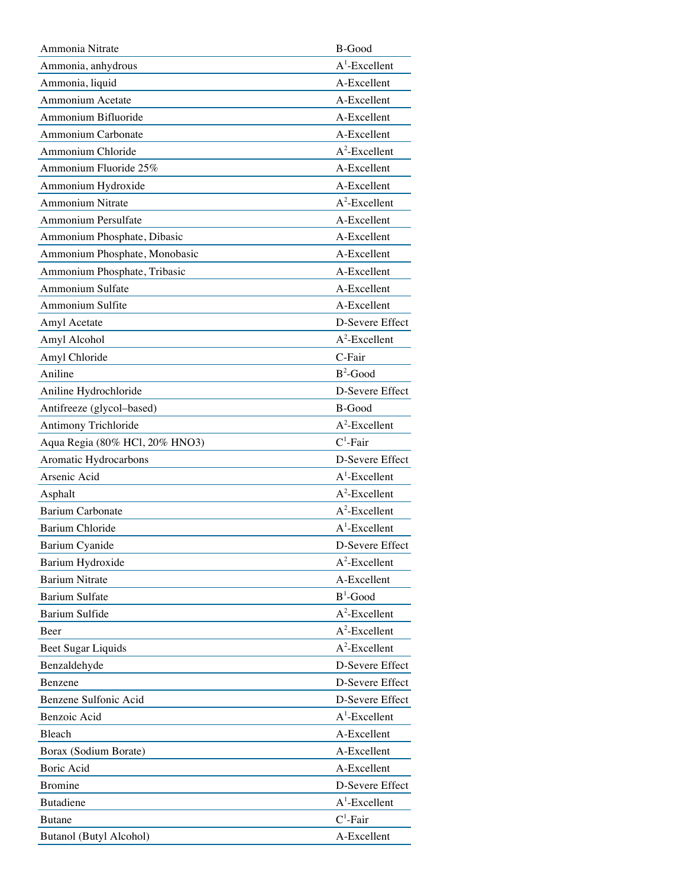| | |
|---|---|
| Ammonia Nitrate | B-Good |
| Ammonia, anhydrous | A[1]-Excellent |
| Ammonia, liquid | A-Excellent |
| Ammonium Acetate | A-Excellent |
| Ammonium Bifluoride | A-Excellent |
| Ammonium Carbonate | A-Excellent |
| Ammonium Chloride | A[2]-Excellent |
| Ammonium Fluoride 25% | A-Excellent |
| Ammonium Hydroxide | A-Excellent |
| Ammonium Nitrate | A[2]-Excellent |
| Ammonium Persulfate | A-Excellent |
| Ammonium Phosphate, Dibasic | A-Excellent |
| Ammonium Phosphate, Monobasic | A-Excellent |
| Ammonium Phosphate, Tribasic | A-Excellent |
| Ammonium Sulfate | A-Excellent |
| Ammonium Sulfite | A-Excellent |
| Amyl Acetate | D-Severe Effect |
| Amyl Alcohol | A[2]-Excellent |
| Amyl Chloride | C-Fair |
| Aniline | B[2]-Good |
| Aniline Hydrochloride | D-Severe Effect |
| Antifreeze (glycol–based) | B-Good |
| Antimony Trichloride | A[2]-Excellent |
| Aqua Regia (80% HCl, 20% HNO3) | C[1]-Fair |
| Aromatic Hydrocarbons | D-Severe Effect |
| Arsenic Acid | A[1]-Excellent |
| Asphalt | A[2]-Excellent |
| Barium Carbonate | A[2]-Excellent |
| Barium Chloride | A[1]-Excellent |
| Barium Cyanide | D-Severe Effect |
| Barium Hydroxide | A[2]-Excellent |
| Barium Nitrate | A-Excellent |
| Barium Sulfate | B[1]-Good |
| Barium Sulfide | A[2]-Excellent |
| Beer | A[2]-Excellent |
| Beet Sugar Liquids | A[2]-Excellent |
| Benzaldehyde | D-Severe Effect |
| Benzene | D-Severe Effect |
| Benzene Sulfonic Acid | D-Severe Effect |
| Benzoic Acid | A[1]-Excellent |
| Bleach | A-Excellent |
| Borax (Sodium Borate) | A-Excellent |
| Boric Acid | A-Excellent |
| Bromine | D-Severe Effect |
| Butadiene | A[1]-Excellent |
| Butane | C[1]-Fair |
| Butanol (Butyl Alcohol) | A-Excellent |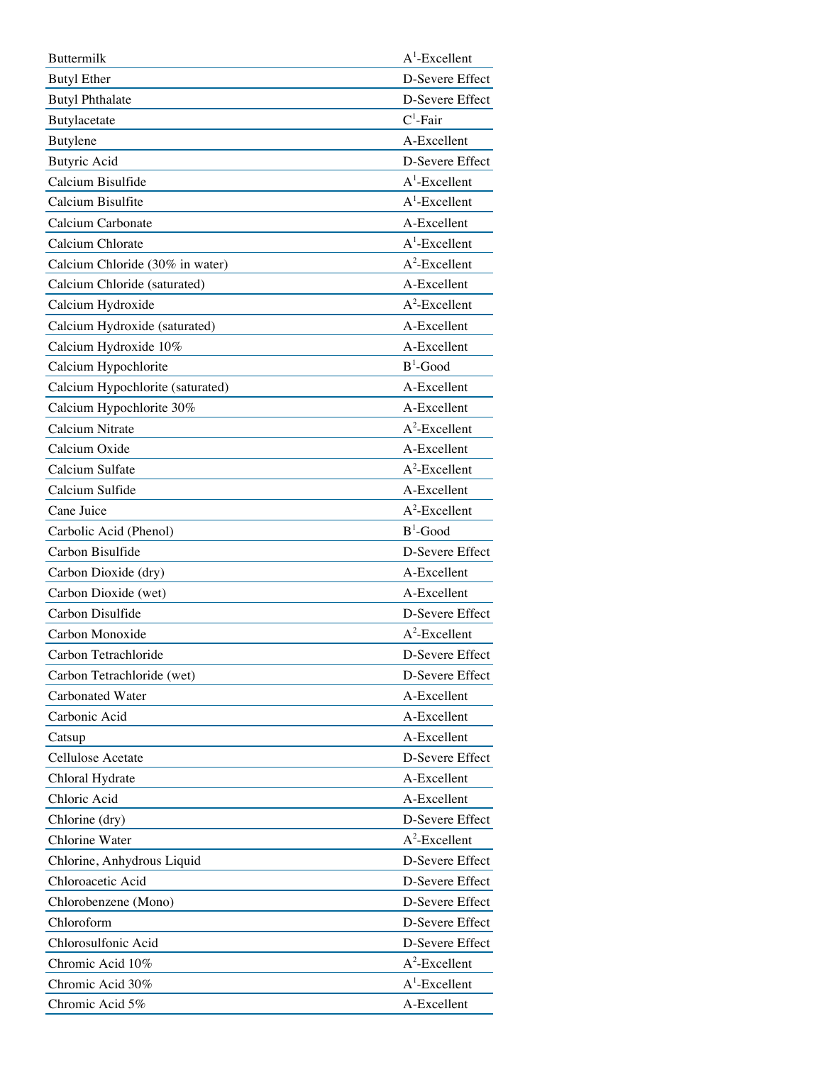| | |
|---|---|
| Buttermilk | A[1]-Excellent |
| Butyl Ether | D-Severe Effect |
| Butyl Phthalate | D-Severe Effect |
| Butylacetate | C[1]-Fair |
| Butylene | A-Excellent |
| Butyric Acid | D-Severe Effect |
| Calcium Bisulfide | A[1]-Excellent |
| Calcium Bisulfite | A[1]-Excellent |
| Calcium Carbonate | A-Excellent |
| Calcium Chlorate | A[1]-Excellent |
| Calcium Chloride (30% in water) | A[2]-Excellent |
| Calcium Chloride (saturated) | A-Excellent |
| Calcium Hydroxide | A[2]-Excellent |
| Calcium Hydroxide (saturated) | A-Excellent |
| Calcium Hydroxide 10% | A-Excellent |
| Calcium Hypochlorite | B[1]-Good |
| Calcium Hypochlorite (saturated) | A-Excellent |
| Calcium Hypochlorite 30% | A-Excellent |
| Calcium Nitrate | A[2]-Excellent |
| Calcium Oxide | A-Excellent |
| Calcium Sulfate | A[2]-Excellent |
| Calcium Sulfide | A-Excellent |
| Cane Juice | A[2]-Excellent |
| Carbolic Acid (Phenol) | B[1]-Good |
| Carbon Bisulfide | D-Severe Effect |
| Carbon Dioxide (dry) | A-Excellent |
| Carbon Dioxide (wet) | A-Excellent |
| Carbon Disulfide | D-Severe Effect |
| Carbon Monoxide | A[2]-Excellent |
| Carbon Tetrachloride | D-Severe Effect |
| Carbon Tetrachloride (wet) | D-Severe Effect |
| Carbonated Water | A-Excellent |
| Carbonic Acid | A-Excellent |
| Catsup | A-Excellent |
| Cellulose Acetate | D-Severe Effect |
| Chloral Hydrate | A-Excellent |
| Chloric Acid | A-Excellent |
| Chlorine (dry) | D-Severe Effect |
| Chlorine Water | A[2]-Excellent |
| Chlorine, Anhydrous Liquid | D-Severe Effect |
| Chloroacetic Acid | D-Severe Effect |
| Chlorobenzene (Mono) | D-Severe Effect |
| Chloroform | D-Severe Effect |
| Chlorosulfonic Acid | D-Severe Effect |
| Chromic Acid 10% | A[2]-Excellent |
| Chromic Acid 30% | A[1]-Excellent |
| Chromic Acid 5% | A-Excellent |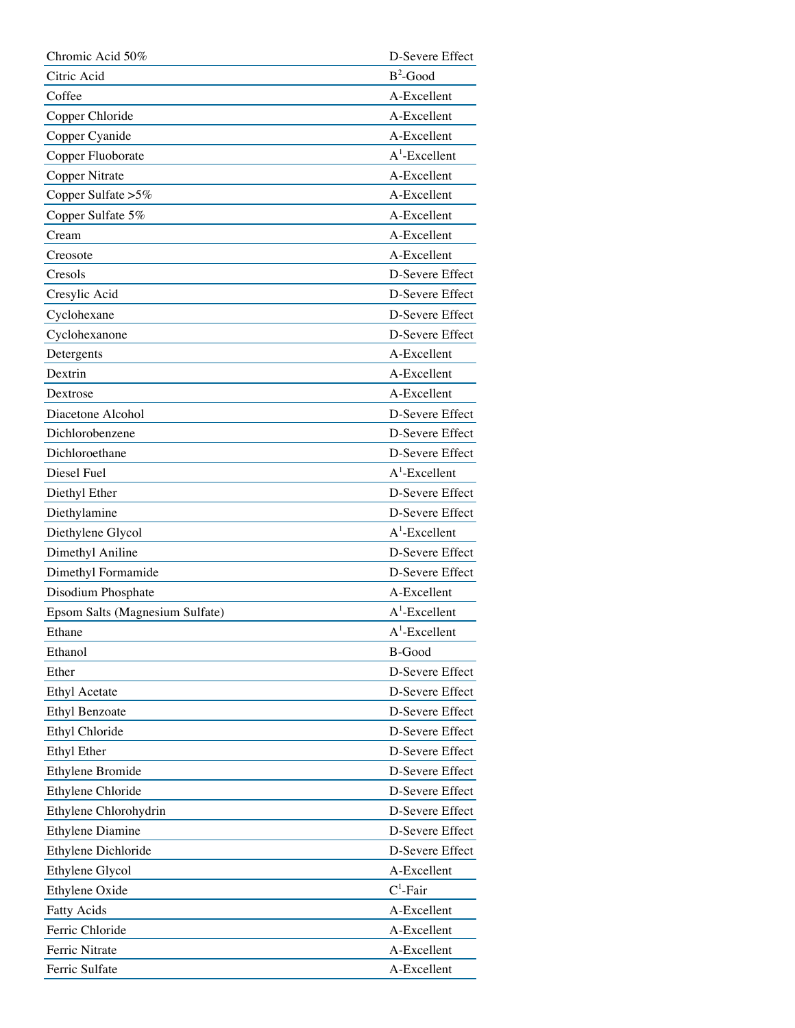| | |
|---|---|
| Chromic Acid 50% | D-Severe Effect |
| Citric Acid | B[2]-Good |
| Coffee | A-Excellent |
| Copper Chloride | A-Excellent |
| Copper Cyanide | A-Excellent |
| Copper Fluoborate | A[1]-Excellent |
| Copper Nitrate | A-Excellent |
| Copper Sulfate >5% | A-Excellent |
| Copper Sulfate 5% | A-Excellent |
| Cream | A-Excellent |
| Creosote | A-Excellent |
| Cresols | D-Severe Effect |
| Cresylic Acid | D-Severe Effect |
| Cyclohexane | D-Severe Effect |
| Cyclohexanone | D-Severe Effect |
| Detergents | A-Excellent |
| Dextrin | A-Excellent |
| Dextrose | A-Excellent |
| Diacetone Alcohol | D-Severe Effect |
| Dichlorobenzene | D-Severe Effect |
| Dichloroethane | D-Severe Effect |
| Diesel Fuel | A[1]-Excellent |
| Diethyl Ether | D-Severe Effect |
| Diethylamine | D-Severe Effect |
| Diethylene Glycol | A[1]-Excellent |
| Dimethyl Aniline | D-Severe Effect |
| Dimethyl Formamide | D-Severe Effect |
| Disodium Phosphate | A-Excellent |
| Epsom Salts (Magnesium Sulfate) | A[1]-Excellent |
| Ethane | A[1]-Excellent |
| Ethanol | B-Good |
| Ether | D-Severe Effect |
| Ethyl Acetate | D-Severe Effect |
| Ethyl Benzoate | D-Severe Effect |
| Ethyl Chloride | D-Severe Effect |
| Ethyl Ether | D-Severe Effect |
| Ethylene Bromide | D-Severe Effect |
| Ethylene Chloride | D-Severe Effect |
| Ethylene Chlorohydrin | D-Severe Effect |
| Ethylene Diamine | D-Severe Effect |
| Ethylene Dichloride | D-Severe Effect |
| Ethylene Glycol | A-Excellent |
| Ethylene Oxide | C[1]-Fair |
| Fatty Acids | A-Excellent |
| Ferric Chloride | A-Excellent |
| Ferric Nitrate | A-Excellent |
| Ferric Sulfate | A-Excellent |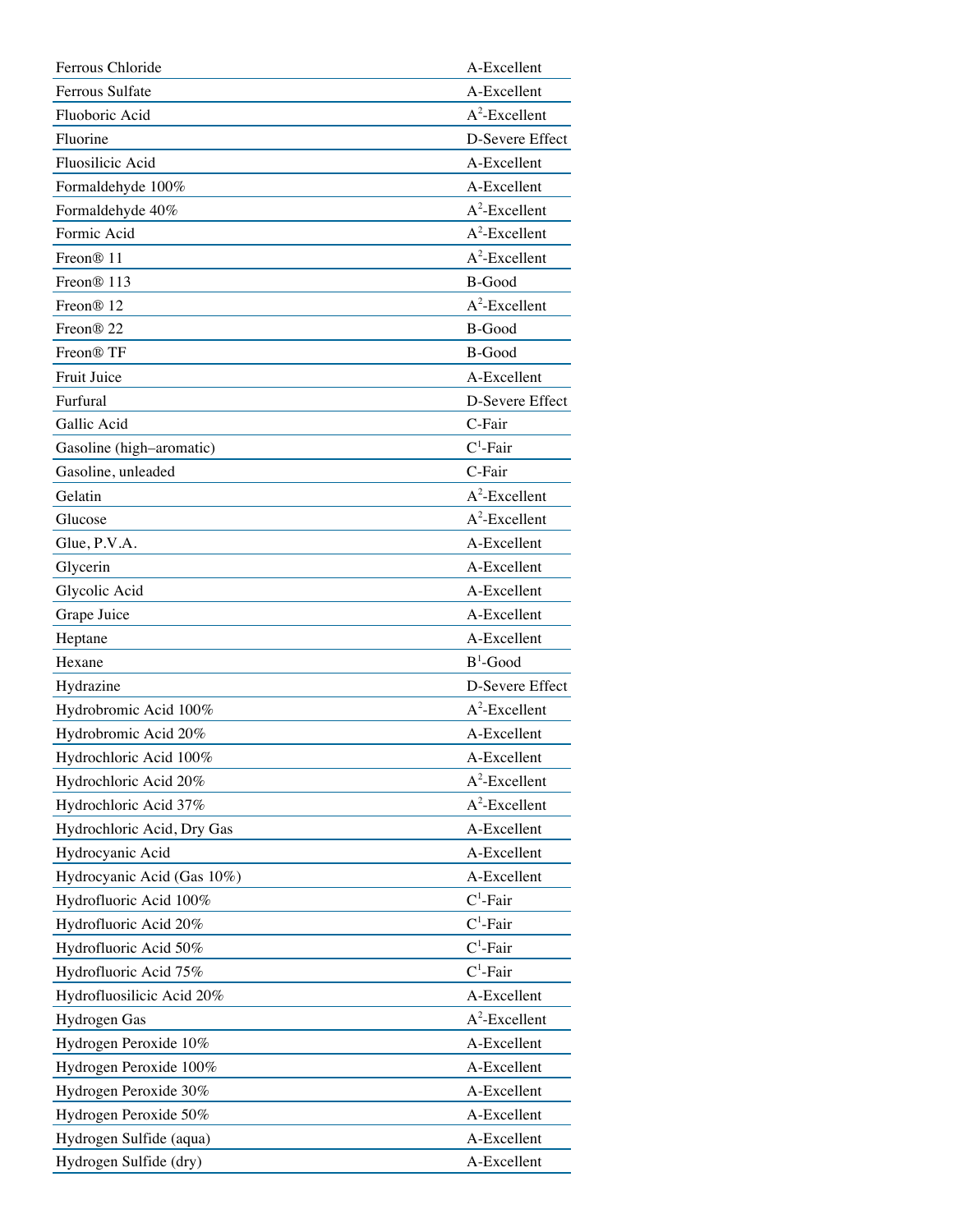| | |
|---|---|
| Ferrous Chloride | A-Excellent |
| Ferrous Sulfate | A-Excellent |
| Fluoboric Acid | A[2]-Excellent |
| Fluorine | D-Severe Effect |
| Fluosilicic Acid | A-Excellent |
| Formaldehyde 100% | A-Excellent |
| Formaldehyde 40% | A[2]-Excellent |
| Formic Acid | A[2]-Excellent |
| Freon® 11 | A[2]-Excellent |
| Freon® 113 | B-Good |
| Freon® 12 | A[2]-Excellent |
| Freon® 22 | B-Good |
| Freon® TF | B-Good |
| Fruit Juice | A-Excellent |
| Furfural | D-Severe Effect |
| Gallic Acid | C-Fair |
| Gasoline (high–aromatic) | C[1]-Fair |
| Gasoline, unleaded | C-Fair |
| Gelatin | A[2]-Excellent |
| Glucose | A[2]-Excellent |
| Glue, P.V.A. | A-Excellent |
| Glycerin | A-Excellent |
| Glycolic Acid | A-Excellent |
| Grape Juice | A-Excellent |
| Heptane | A-Excellent |
| Hexane | B[1]-Good |
| Hydrazine | D-Severe Effect |
| Hydrobromic Acid 100% | A[2]-Excellent |
| Hydrobromic Acid 20% | A-Excellent |
| Hydrochloric Acid 100% | A-Excellent |
| Hydrochloric Acid 20% | A[2]-Excellent |
| Hydrochloric Acid 37% | A[2]-Excellent |
| Hydrochloric Acid, Dry Gas | A-Excellent |
| Hydrocyanic Acid | A-Excellent |
| Hydrocyanic Acid (Gas 10%) | A-Excellent |
| Hydrofluoric Acid 100% | C[1]-Fair |
| Hydrofluoric Acid 20% | C[1]-Fair |
| Hydrofluoric Acid 50% | C[1]-Fair |
| Hydrofluoric Acid 75% | C[1]-Fair |
| Hydrofluosilicic Acid 20% | A-Excellent |
| Hydrogen Gas | A[2]-Excellent |
| Hydrogen Peroxide 10% | A-Excellent |
| Hydrogen Peroxide 100% | A-Excellent |
| Hydrogen Peroxide 30% | A-Excellent |
| Hydrogen Peroxide 50% | A-Excellent |
| Hydrogen Sulfide (aqua) | A-Excellent |
| Hydrogen Sulfide (dry) | A-Excellent |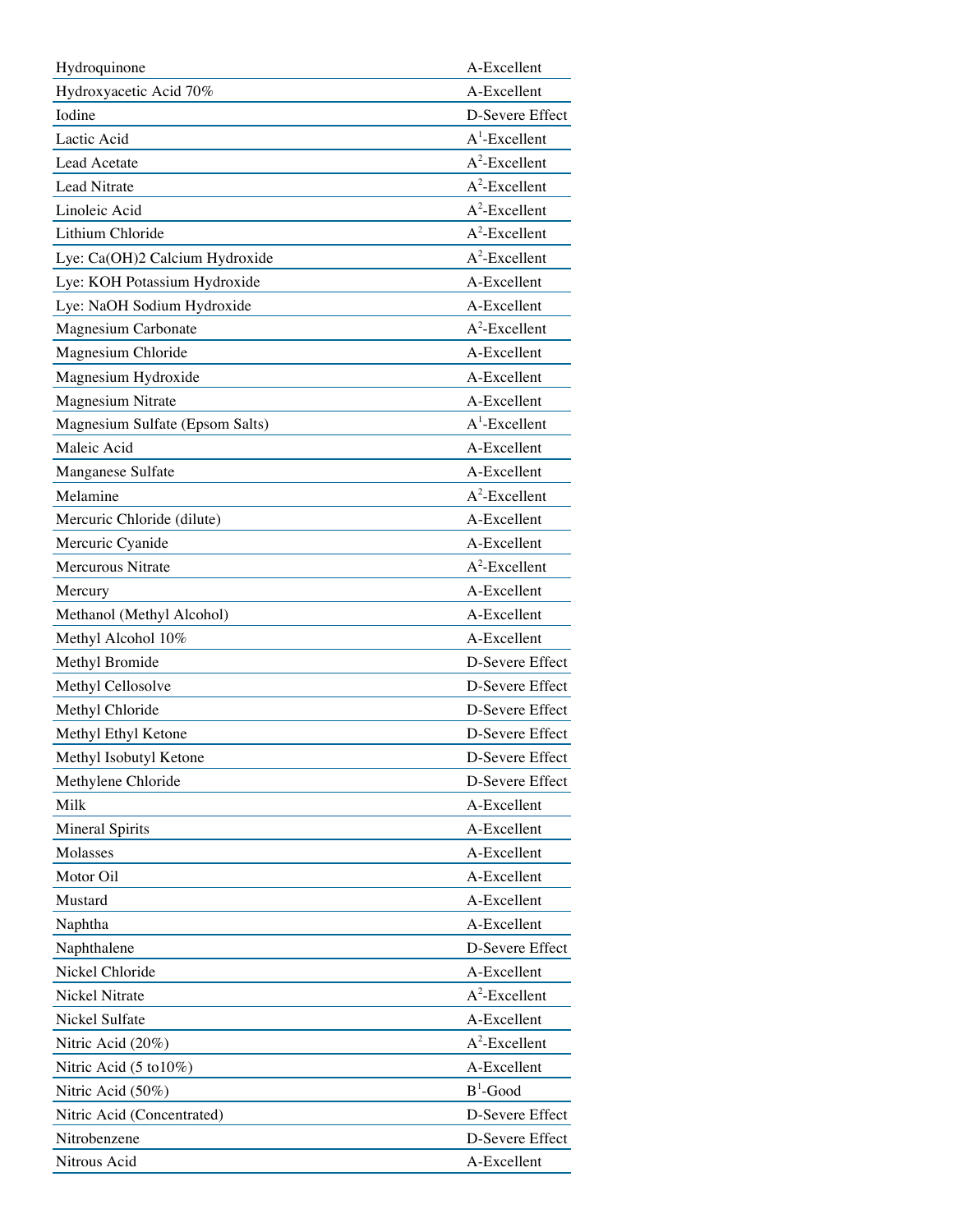| | |
|---|---|
| Hydroquinone | A-Excellent |
| Hydroxyacetic Acid 70% | A-Excellent |
| Iodine | D-Severe Effect |
| Lactic Acid | A[1]-Excellent |
| Lead Acetate | A[2]-Excellent |
| Lead Nitrate | A[2]-Excellent |
| Linoleic Acid | A[2]-Excellent |
| Lithium Chloride | A[2]-Excellent |
| Lye: Ca(OH)2 Calcium Hydroxide | A[2]-Excellent |
| Lye: KOH Potassium Hydroxide | A-Excellent |
| Lye: NaOH Sodium Hydroxide | A-Excellent |
| Magnesium Carbonate | A[2]-Excellent |
| Magnesium Chloride | A-Excellent |
| Magnesium Hydroxide | A-Excellent |
| Magnesium Nitrate | A-Excellent |
| Magnesium Sulfate (Epsom Salts) | A[1]-Excellent |
| Maleic Acid | A-Excellent |
| Manganese Sulfate | A-Excellent |
| Melamine | A[2]-Excellent |
| Mercuric Chloride (dilute) | A-Excellent |
| Mercuric Cyanide | A-Excellent |
| Mercurous Nitrate | A[2]-Excellent |
| Mercury | A-Excellent |
| Methanol (Methyl Alcohol) | A-Excellent |
| Methyl Alcohol 10% | A-Excellent |
| Methyl Bromide | D-Severe Effect |
| Methyl Cellosolve | D-Severe Effect |
| Methyl Chloride | D-Severe Effect |
| Methyl Ethyl Ketone | D-Severe Effect |
| Methyl Isobutyl Ketone | D-Severe Effect |
| Methylene Chloride | D-Severe Effect |
| Milk | A-Excellent |
| Mineral Spirits | A-Excellent |
| Molasses | A-Excellent |
| Motor Oil | A-Excellent |
| Mustard | A-Excellent |
| Naphtha | A-Excellent |
| Naphthalene | D-Severe Effect |
| Nickel Chloride | A-Excellent |
| Nickel Nitrate | A[2]-Excellent |
| Nickel Sulfate | A-Excellent |
| Nitric Acid (20%) | A[2]-Excellent |
| Nitric Acid (5 to10%) | A-Excellent |
| Nitric Acid (50%) | B[1]-Good |
| Nitric Acid (Concentrated) | D-Severe Effect |
| Nitrobenzene | D-Severe Effect |
| Nitrous Acid | A-Excellent |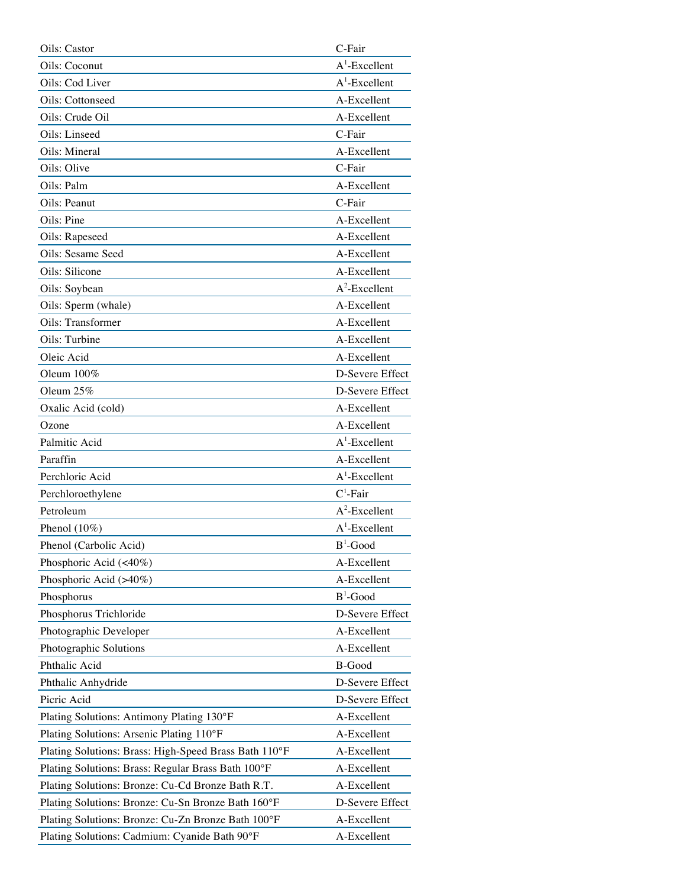| | |
|---|---|
| Oils: Castor | C-Fair |
| Oils: Coconut | A[1]-Excellent |
| Oils: Cod Liver | A[1]-Excellent |
| Oils: Cottonseed | A-Excellent |
| Oils: Crude Oil | A-Excellent |
| Oils: Linseed | C-Fair |
| Oils: Mineral | A-Excellent |
| Oils: Olive | C-Fair |
| Oils: Palm | A-Excellent |
| Oils: Peanut | C-Fair |
| Oils: Pine | A-Excellent |
| Oils: Rapeseed | A-Excellent |
| Oils: Sesame Seed | A-Excellent |
| Oils: Silicone | A-Excellent |
| Oils: Soybean | A[2]-Excellent |
| Oils: Sperm (whale) | A-Excellent |
| Oils: Transformer | A-Excellent |
| Oils: Turbine | A-Excellent |
| Oleic Acid | A-Excellent |
| Oleum 100% | D-Severe Effect |
| Oleum 25% | D-Severe Effect |
| Oxalic Acid (cold) | A-Excellent |
| Ozone | A-Excellent |
| Palmitic Acid | A[1]-Excellent |
| Paraffin | A-Excellent |
| Perchloric Acid | A[1]-Excellent |
| Perchloroethylene | C[1]-Fair |
| Petroleum | A[2]-Excellent |
| Phenol (10%) | A[1]-Excellent |
| Phenol (Carbolic Acid) | B[1]-Good |
| Phosphoric Acid (<40%) | A-Excellent |
| Phosphoric Acid (>40%) | A-Excellent |
| Phosphorus | B[1]-Good |
| Phosphorus Trichloride | D-Severe Effect |
| Photographic Developer | A-Excellent |
| Photographic Solutions | A-Excellent |
| Phthalic Acid | B-Good |
| Phthalic Anhydride | D-Severe Effect |
| Picric Acid | D-Severe Effect |
| Plating Solutions: Antimony Plating 130°F | A-Excellent |
| Plating Solutions: Arsenic Plating 110°F | A-Excellent |
| Plating Solutions: Brass: High-Speed Brass Bath 110°F | A-Excellent |
| Plating Solutions: Brass: Regular Brass Bath 100°F | A-Excellent |
| Plating Solutions: Bronze: Cu-Cd Bronze Bath R.T. | A-Excellent |
| Plating Solutions: Bronze: Cu-Sn Bronze Bath 160°F | D-Severe Effect |
| Plating Solutions: Bronze: Cu-Zn Bronze Bath 100°F | A-Excellent |
| Plating Solutions: Cadmium: Cyanide Bath 90°F | A-Excellent |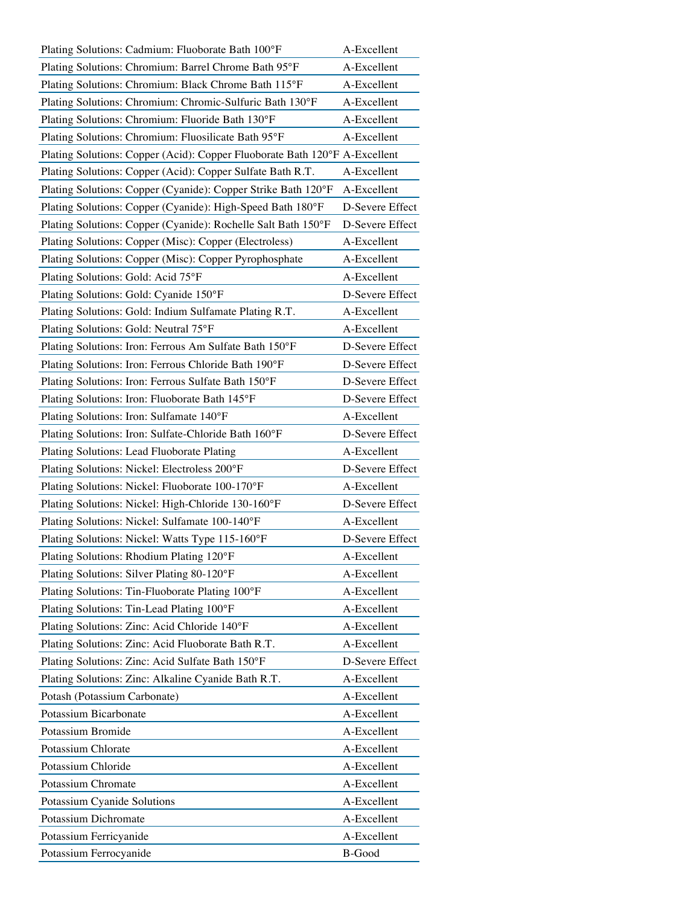| | |
|---|---|
| Plating Solutions: Cadmium: Fluoborate Bath 100°F | A-Excellent |
| Plating Solutions: Chromium: Barrel Chrome Bath 95°F | A-Excellent |
| Plating Solutions: Chromium: Black Chrome Bath 115°F | A-Excellent |
| Plating Solutions: Chromium: Chromic-Sulfuric Bath 130°F | A-Excellent |
| Plating Solutions: Chromium: Fluoride Bath 130°F | A-Excellent |
| Plating Solutions: Chromium: Fluosilicate Bath 95°F | A-Excellent |
| Plating Solutions: Copper (Acid): Copper Fluoborate Bath 120°F | A-Excellent |
| Plating Solutions: Copper (Acid): Copper Sulfate Bath R.T. | A-Excellent |
| Plating Solutions: Copper (Cyanide): Copper Strike Bath 120°F | A-Excellent |
| Plating Solutions: Copper (Cyanide): High-Speed Bath 180°F | D-Severe Effect |
| Plating Solutions: Copper (Cyanide): Rochelle Salt Bath 150°F | D-Severe Effect |
| Plating Solutions: Copper (Misc): Copper (Electroless) | A-Excellent |
| Plating Solutions: Copper (Misc): Copper Pyrophosphate | A-Excellent |
| Plating Solutions: Gold: Acid 75°F | A-Excellent |
| Plating Solutions: Gold: Cyanide 150°F | D-Severe Effect |
| Plating Solutions: Gold: Indium Sulfamate Plating R.T. | A-Excellent |
| Plating Solutions: Gold: Neutral 75°F | A-Excellent |
| Plating Solutions: Iron: Ferrous Am Sulfate Bath 150°F | D-Severe Effect |
| Plating Solutions: Iron: Ferrous Chloride Bath 190°F | D-Severe Effect |
| Plating Solutions: Iron: Ferrous Sulfate Bath 150°F | D-Severe Effect |
| Plating Solutions: Iron: Fluoborate Bath 145°F | D-Severe Effect |
| Plating Solutions: Iron: Sulfamate 140°F | A-Excellent |
| Plating Solutions: Iron: Sulfate-Chloride Bath 160°F | D-Severe Effect |
| Plating Solutions: Lead Fluoborate Plating | A-Excellent |
| Plating Solutions: Nickel: Electroless 200°F | D-Severe Effect |
| Plating Solutions: Nickel: Fluoborate 100-170°F | A-Excellent |
| Plating Solutions: Nickel: High-Chloride 130-160°F | D-Severe Effect |
| Plating Solutions: Nickel: Sulfamate 100-140°F | A-Excellent |
| Plating Solutions: Nickel: Watts Type 115-160°F | D-Severe Effect |
| Plating Solutions: Rhodium Plating 120°F | A-Excellent |
| Plating Solutions: Silver Plating 80-120°F | A-Excellent |
| Plating Solutions: Tin-Fluoborate Plating 100°F | A-Excellent |
| Plating Solutions: Tin-Lead Plating 100°F | A-Excellent |
| Plating Solutions: Zinc: Acid Chloride 140°F | A-Excellent |
| Plating Solutions: Zinc: Acid Fluoborate Bath R.T. | A-Excellent |
| Plating Solutions: Zinc: Acid Sulfate Bath 150°F | D-Severe Effect |
| Plating Solutions: Zinc: Alkaline Cyanide Bath R.T. | A-Excellent |
| Potash (Potassium Carbonate) | A-Excellent |
| Potassium Bicarbonate | A-Excellent |
| Potassium Bromide | A-Excellent |
| Potassium Chlorate | A-Excellent |
| Potassium Chloride | A-Excellent |
| Potassium Chromate | A-Excellent |
| Potassium Cyanide Solutions | A-Excellent |
| Potassium Dichromate | A-Excellent |
| Potassium Ferricyanide | A-Excellent |
| Potassium Ferrocyanide | B-Good |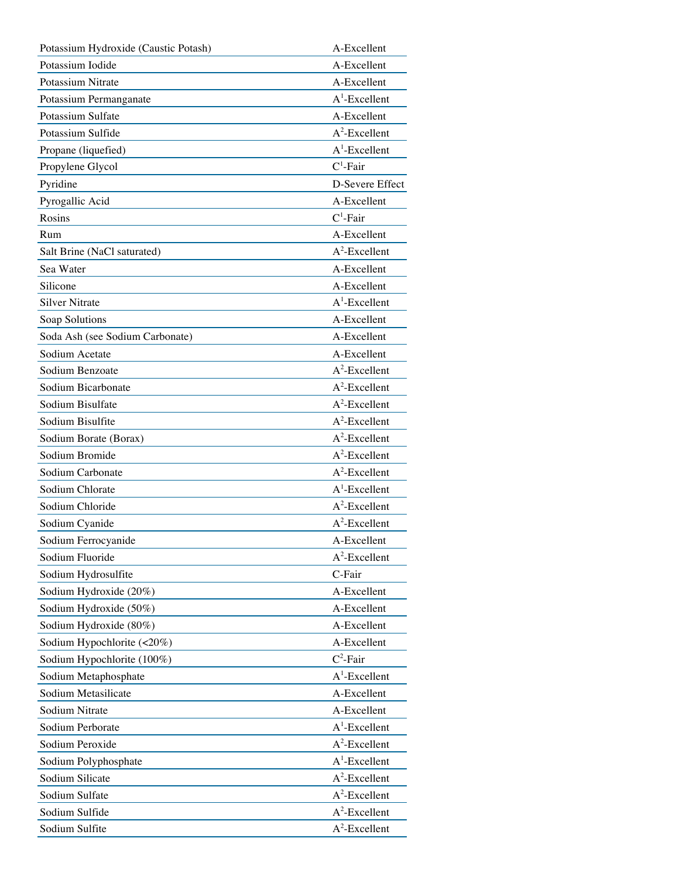| | |
|---|---|
| Potassium Hydroxide (Caustic Potash) | A-Excellent |
| Potassium Iodide | A-Excellent |
| Potassium Nitrate | A-Excellent |
| Potassium Permanganate | A[1]-Excellent |
| Potassium Sulfate | A-Excellent |
| Potassium Sulfide | A[2]-Excellent |
| Propane (liquefied) | A[1]-Excellent |
| Propylene Glycol | C[1]-Fair |
| Pyridine | D-Severe Effect |
| Pyrogallic Acid | A-Excellent |
| Rosins | C[1]-Fair |
| Rum | A-Excellent |
| Salt Brine (NaCl saturated) | A[2]-Excellent |
| Sea Water | A-Excellent |
| Silicone | A-Excellent |
| Silver Nitrate | A[1]-Excellent |
| Soap Solutions | A-Excellent |
| Soda Ash (see Sodium Carbonate) | A-Excellent |
| Sodium Acetate | A-Excellent |
| Sodium Benzoate | A[2]-Excellent |
| Sodium Bicarbonate | A[2]-Excellent |
| Sodium Bisulfate | A[2]-Excellent |
| Sodium Bisulfite | A[2]-Excellent |
| Sodium Borate (Borax) | A[2]-Excellent |
| Sodium Bromide | A[2]-Excellent |
| Sodium Carbonate | A[2]-Excellent |
| Sodium Chlorate | A[1]-Excellent |
| Sodium Chloride | A[2]-Excellent |
| Sodium Cyanide | A[2]-Excellent |
| Sodium Ferrocyanide | A-Excellent |
| Sodium Fluoride | A[2]-Excellent |
| Sodium Hydrosulfite | C-Fair |
| Sodium Hydroxide (20%) | A-Excellent |
| Sodium Hydroxide (50%) | A-Excellent |
| Sodium Hydroxide (80%) | A-Excellent |
| Sodium Hypochlorite (<20%) | A-Excellent |
| Sodium Hypochlorite (100%) | C[2]-Fair |
| Sodium Metaphosphate | A[1]-Excellent |
| Sodium Metasilicate | A-Excellent |
| Sodium Nitrate | A-Excellent |
| Sodium Perborate | A[1]-Excellent |
| Sodium Peroxide | A[2]-Excellent |
| Sodium Polyphosphate | A[1]-Excellent |
| Sodium Silicate | A[2]-Excellent |
| Sodium Sulfate | A[2]-Excellent |
| Sodium Sulfide | A[2]-Excellent |
| Sodium Sulfite | A[2]-Excellent |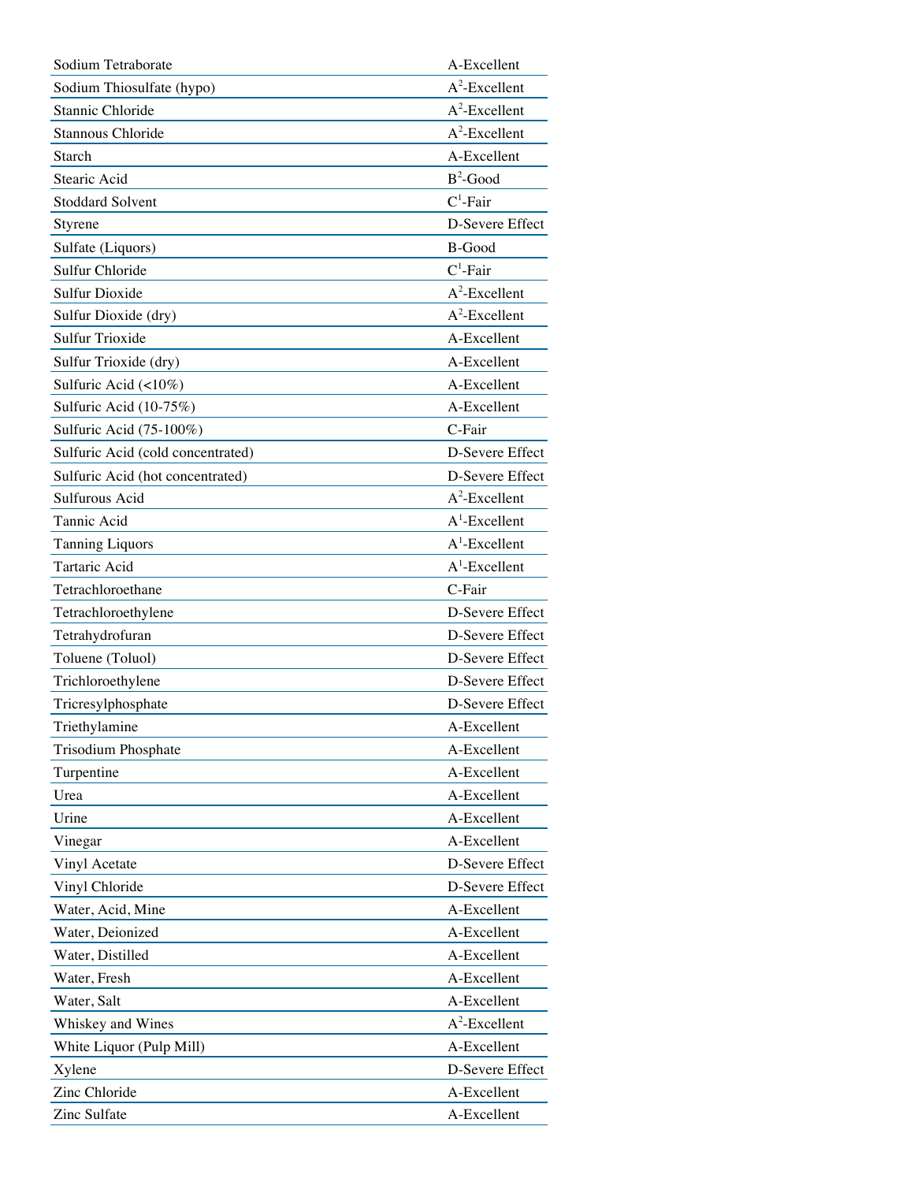| Sodium Tetraborate | A-Excellent |
|---|---|
| Sodium Thiosulfate (hypo) | A[2]-Excellent |
| Stannic Chloride | A[2]-Excellent |
| Stannous Chloride | A[2]-Excellent |
| Starch | A-Excellent |
| Stearic Acid | B[2]-Good |
| Stoddard Solvent | C[1]-Fair |
| Styrene | D-Severe Effect |
| Sulfate (Liquors) | B-Good |
| Sulfur Chloride | C[1]-Fair |
| Sulfur Dioxide | A[2]-Excellent |
| Sulfur Dioxide (dry) | A[2]-Excellent |
| Sulfur Trioxide | A-Excellent |
| Sulfur Trioxide (dry) | A-Excellent |
| Sulfuric Acid (<10%) | A-Excellent |
| Sulfuric Acid (10-75%) | A-Excellent |
| Sulfuric Acid (75-100%) | C-Fair |
| Sulfuric Acid (cold concentrated) | D-Severe Effect |
| Sulfuric Acid (hot concentrated) | D-Severe Effect |
| Sulfurous Acid | A[2]-Excellent |
| Tannic Acid | A[1]-Excellent |
| Tanning Liquors | A[1]-Excellent |
| Tartaric Acid | A[1]-Excellent |
| Tetrachloroethane | C-Fair |
| Tetrachloroethylene | D-Severe Effect |
| Tetrahydrofuran | D-Severe Effect |
| Toluene (Toluol) | D-Severe Effect |
| Trichloroethylene | D-Severe Effect |
| Tricresylphosphate | D-Severe Effect |
| Triethylamine | A-Excellent |
| Trisodium Phosphate | A-Excellent |
| Turpentine | A-Excellent |
| Urea | A-Excellent |
| Urine | A-Excellent |
| Vinegar | A-Excellent |
| Vinyl Acetate | D-Severe Effect |
| Vinyl Chloride | D-Severe Effect |
| Water, Acid, Mine | A-Excellent |
| Water, Deionized | A-Excellent |
| Water, Distilled | A-Excellent |
| Water, Fresh | A-Excellent |
| Water, Salt | A-Excellent |
| Whiskey and Wines | A[2]-Excellent |
| White Liquor (Pulp Mill) | A-Excellent |
| Xylene | D-Severe Effect |
| Zinc Chloride | A-Excellent |
| Zinc Sulfate | A-Excellent |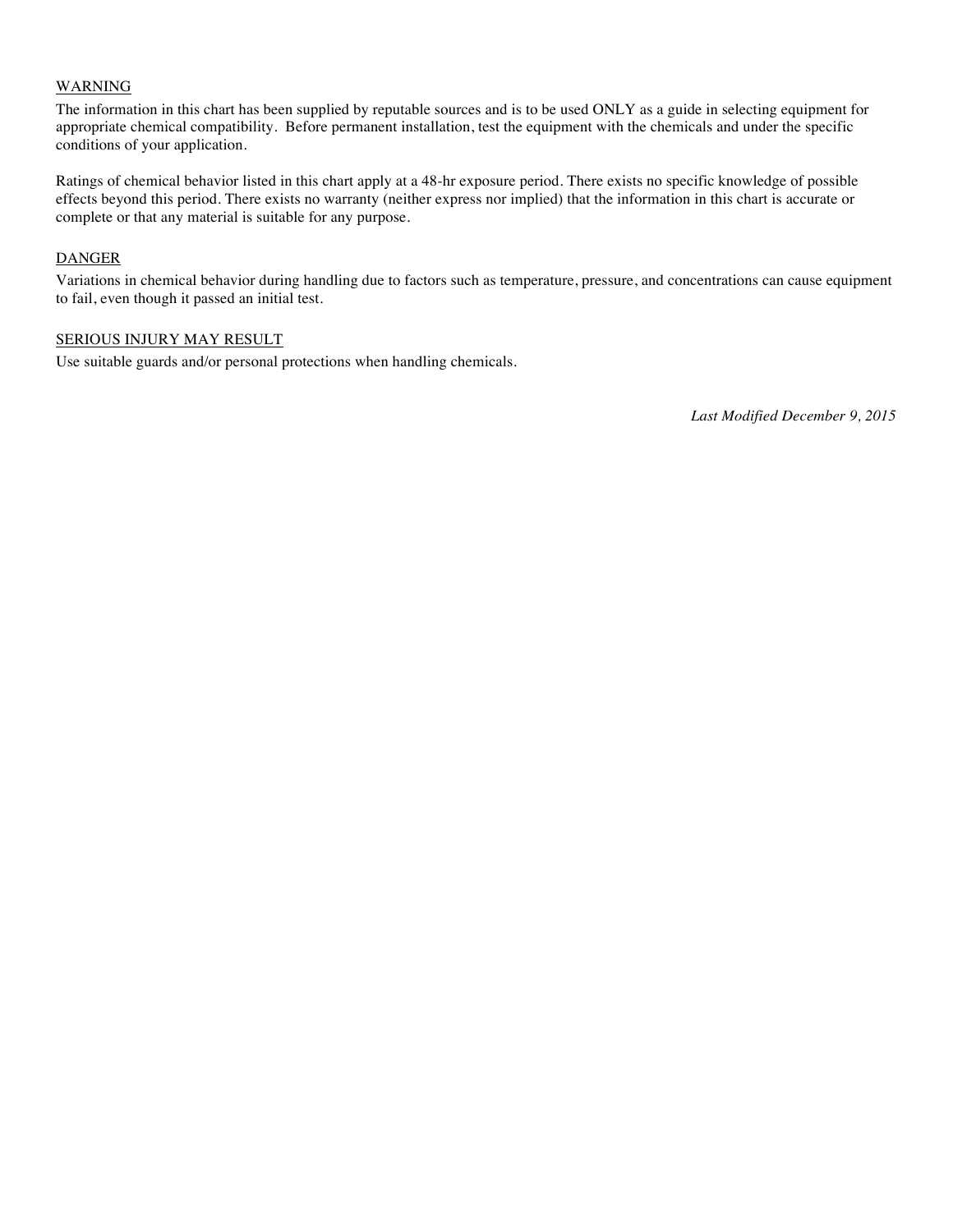WARNING

The information in this chart has been supplied by reputable sources and is to be used ONLY as a guide in selecting equipment for appropriate chemical compatibility. Before permanent installation, test the equipment with the chemicals and under the specific conditions of your application.

Ratings of chemical behavior listed in this chart apply at a 48-hr exposure period. There exists no specific knowledge of possible effects beyond this period. There exists no warranty (neither express nor implied) that the information in this chart is accurate or complete or that any material is suitable for any purpose.

DANGER

Variations in chemical behavior during handling due to factors such as temperature, pressure, and concentrations can cause equipment to fail, even though it passed an initial test.

SERIOUS INJURY MAY RESULT

Use suitable guards and/or personal protections when handling chemicals.

*Last Modified December 9, 2015*